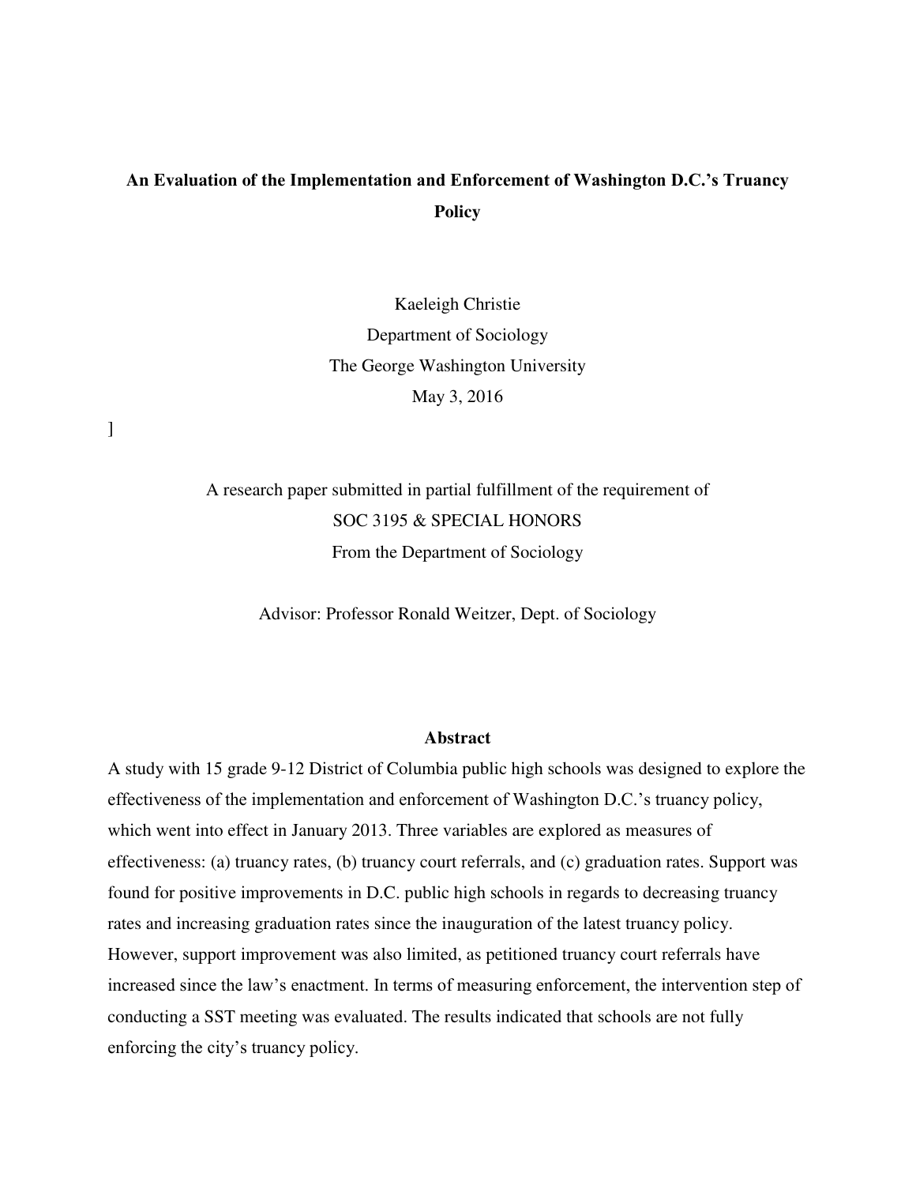# An Evaluation of the Implementation and Enforcement of Washington D.C.'s Truancy Policy

Kaeleigh Christie
Department of Sociology
The George Washington University
May 3, 2016

]

A research paper submitted in partial fulfillment of the requirement of
SOC 3195 & SPECIAL HONORS
From the Department of Sociology

Advisor: Professor Ronald Weitzer, Dept. of Sociology

## Abstract

A study with 15 grade 9-12 District of Columbia public high schools was designed to explore the effectiveness of the implementation and enforcement of Washington D.C.'s truancy policy, which went into effect in January 2013. Three variables are explored as measures of effectiveness: (a) truancy rates, (b) truancy court referrals, and (c) graduation rates. Support was found for positive improvements in D.C. public high schools in regards to decreasing truancy rates and increasing graduation rates since the inauguration of the latest truancy policy. However, support improvement was also limited, as petitioned truancy court referrals have increased since the law's enactment. In terms of measuring enforcement, the intervention step of conducting a SST meeting was evaluated. The results indicated that schools are not fully enforcing the city's truancy policy.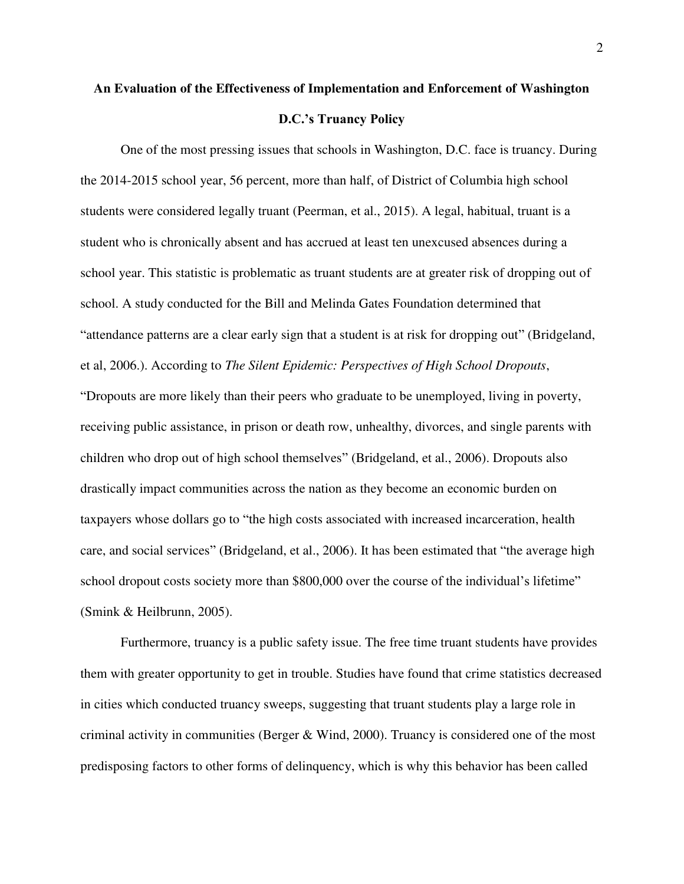# An Evaluation of the Effectiveness of Implementation and Enforcement of Washington D.C.'s Truancy Policy

One of the most pressing issues that schools in Washington, D.C. face is truancy. During the 2014-2015 school year, 56 percent, more than half, of District of Columbia high school students were considered legally truant (Peerman, et al., 2015). A legal, habitual, truant is a student who is chronically absent and has accrued at least ten unexcused absences during a school year. This statistic is problematic as truant students are at greater risk of dropping out of school. A study conducted for the Bill and Melinda Gates Foundation determined that "attendance patterns are a clear early sign that a student is at risk for dropping out" (Bridgeland, et al, 2006.). According to *The Silent Epidemic: Perspectives of High School Dropouts*, "Dropouts are more likely than their peers who graduate to be unemployed, living in poverty, receiving public assistance, in prison or death row, unhealthy, divorces, and single parents with children who drop out of high school themselves" (Bridgeland, et al., 2006). Dropouts also drastically impact communities across the nation as they become an economic burden on taxpayers whose dollars go to "the high costs associated with increased incarceration, health care, and social services" (Bridgeland, et al., 2006). It has been estimated that "the average high school dropout costs society more than $800,000 over the course of the individual's lifetime" (Smink & Heilbrunn, 2005).

Furthermore, truancy is a public safety issue. The free time truant students have provides them with greater opportunity to get in trouble. Studies have found that crime statistics decreased in cities which conducted truancy sweeps, suggesting that truant students play a large role in criminal activity in communities (Berger & Wind, 2000). Truancy is considered one of the most predisposing factors to other forms of delinquency, which is why this behavior has been called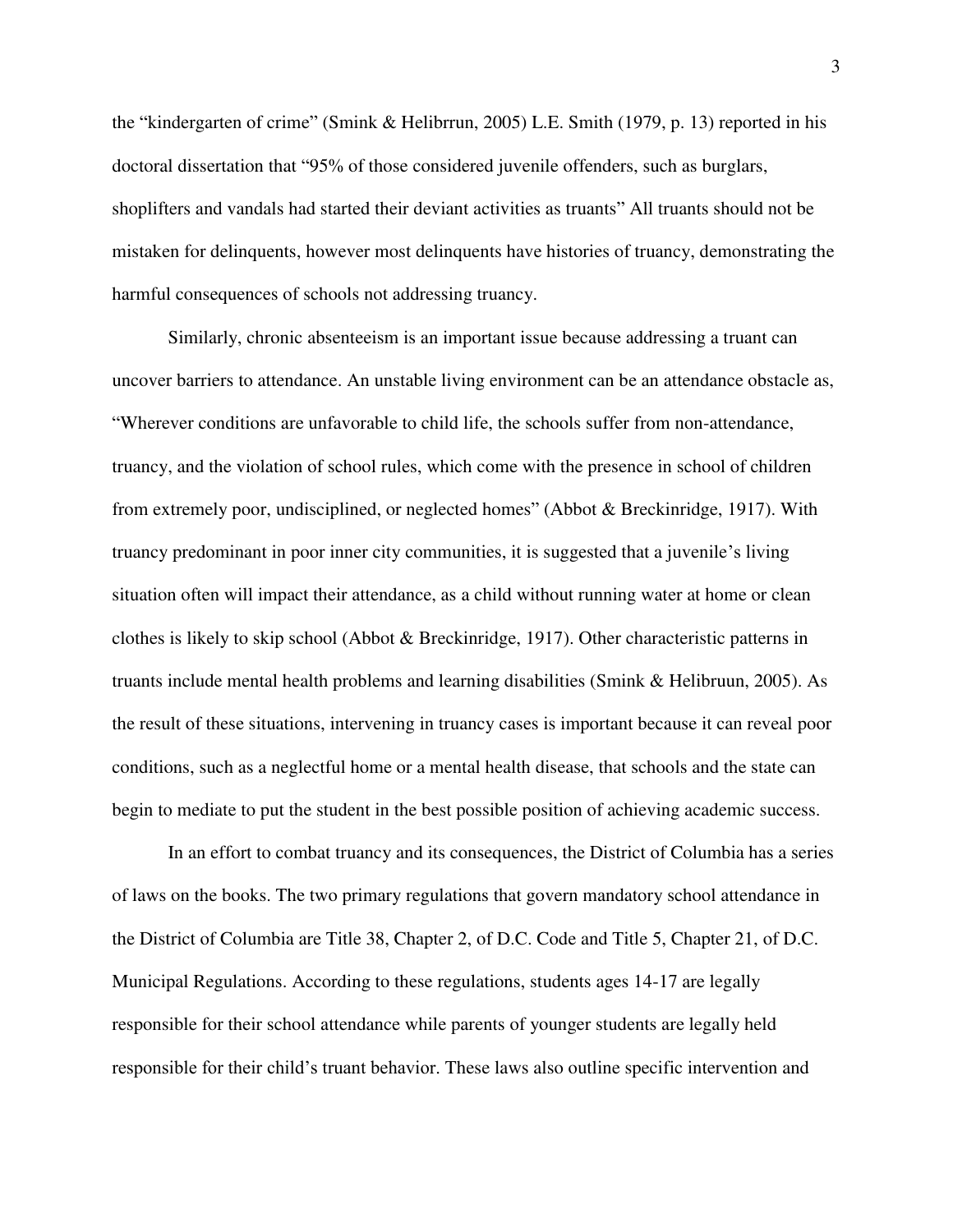the "kindergarten of crime" (Smink & Helibrrun, 2005) L.E. Smith (1979, p. 13) reported in his doctoral dissertation that "95% of those considered juvenile offenders, such as burglars, shoplifters and vandals had started their deviant activities as truants" All truants should not be mistaken for delinquents, however most delinquents have histories of truancy, demonstrating the harmful consequences of schools not addressing truancy.

Similarly, chronic absenteeism is an important issue because addressing a truant can uncover barriers to attendance. An unstable living environment can be an attendance obstacle as, "Wherever conditions are unfavorable to child life, the schools suffer from non-attendance, truancy, and the violation of school rules, which come with the presence in school of children from extremely poor, undisciplined, or neglected homes" (Abbot & Breckinridge, 1917). With truancy predominant in poor inner city communities, it is suggested that a juvenile's living situation often will impact their attendance, as a child without running water at home or clean clothes is likely to skip school (Abbot & Breckinridge, 1917). Other characteristic patterns in truants include mental health problems and learning disabilities (Smink & Helibruun, 2005). As the result of these situations, intervening in truancy cases is important because it can reveal poor conditions, such as a neglectful home or a mental health disease, that schools and the state can begin to mediate to put the student in the best possible position of achieving academic success.

In an effort to combat truancy and its consequences, the District of Columbia has a series of laws on the books. The two primary regulations that govern mandatory school attendance in the District of Columbia are Title 38, Chapter 2, of D.C. Code and Title 5, Chapter 21, of D.C. Municipal Regulations. According to these regulations, students ages 14-17 are legally responsible for their school attendance while parents of younger students are legally held responsible for their child's truant behavior. These laws also outline specific intervention and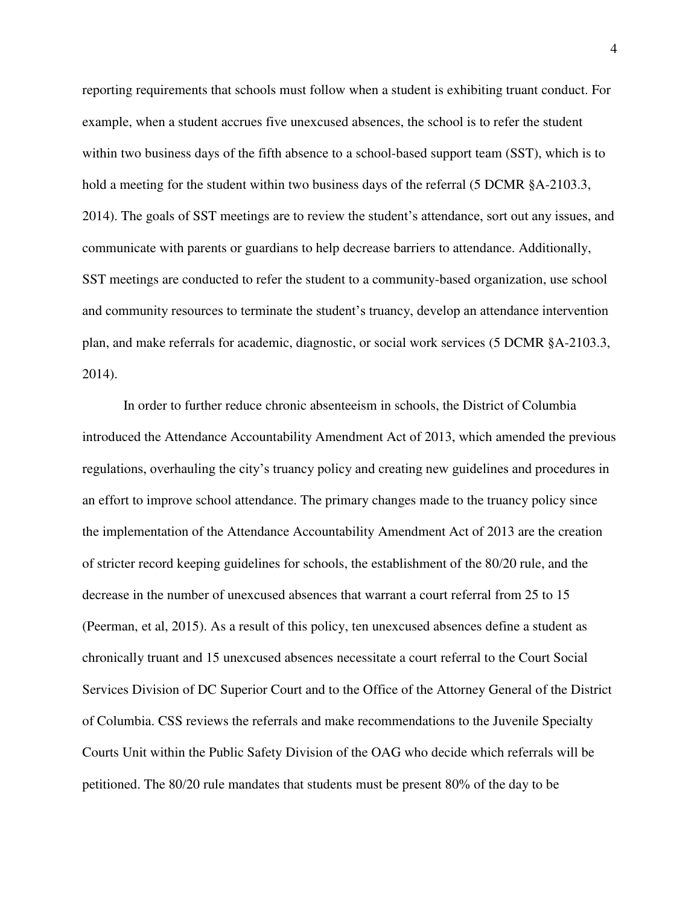reporting requirements that schools must follow when a student is exhibiting truant conduct. For example, when a student accrues five unexcused absences, the school is to refer the student within two business days of the fifth absence to a school-based support team (SST), which is to hold a meeting for the student within two business days of the referral (5 DCMR §A-2103.3, 2014). The goals of SST meetings are to review the student's attendance, sort out any issues, and communicate with parents or guardians to help decrease barriers to attendance. Additionally, SST meetings are conducted to refer the student to a community-based organization, use school and community resources to terminate the student's truancy, develop an attendance intervention plan, and make referrals for academic, diagnostic, or social work services (5 DCMR §A-2103.3, 2014).

In order to further reduce chronic absenteeism in schools, the District of Columbia introduced the Attendance Accountability Amendment Act of 2013, which amended the previous regulations, overhauling the city's truancy policy and creating new guidelines and procedures in an effort to improve school attendance. The primary changes made to the truancy policy since the implementation of the Attendance Accountability Amendment Act of 2013 are the creation of stricter record keeping guidelines for schools, the establishment of the 80/20 rule, and the decrease in the number of unexcused absences that warrant a court referral from 25 to 15 (Peerman, et al, 2015). As a result of this policy, ten unexcused absences define a student as chronically truant and 15 unexcused absences necessitate a court referral to the Court Social Services Division of DC Superior Court and to the Office of the Attorney General of the District of Columbia. CSS reviews the referrals and make recommendations to the Juvenile Specialty Courts Unit within the Public Safety Division of the OAG who decide which referrals will be petitioned. The 80/20 rule mandates that students must be present 80% of the day to be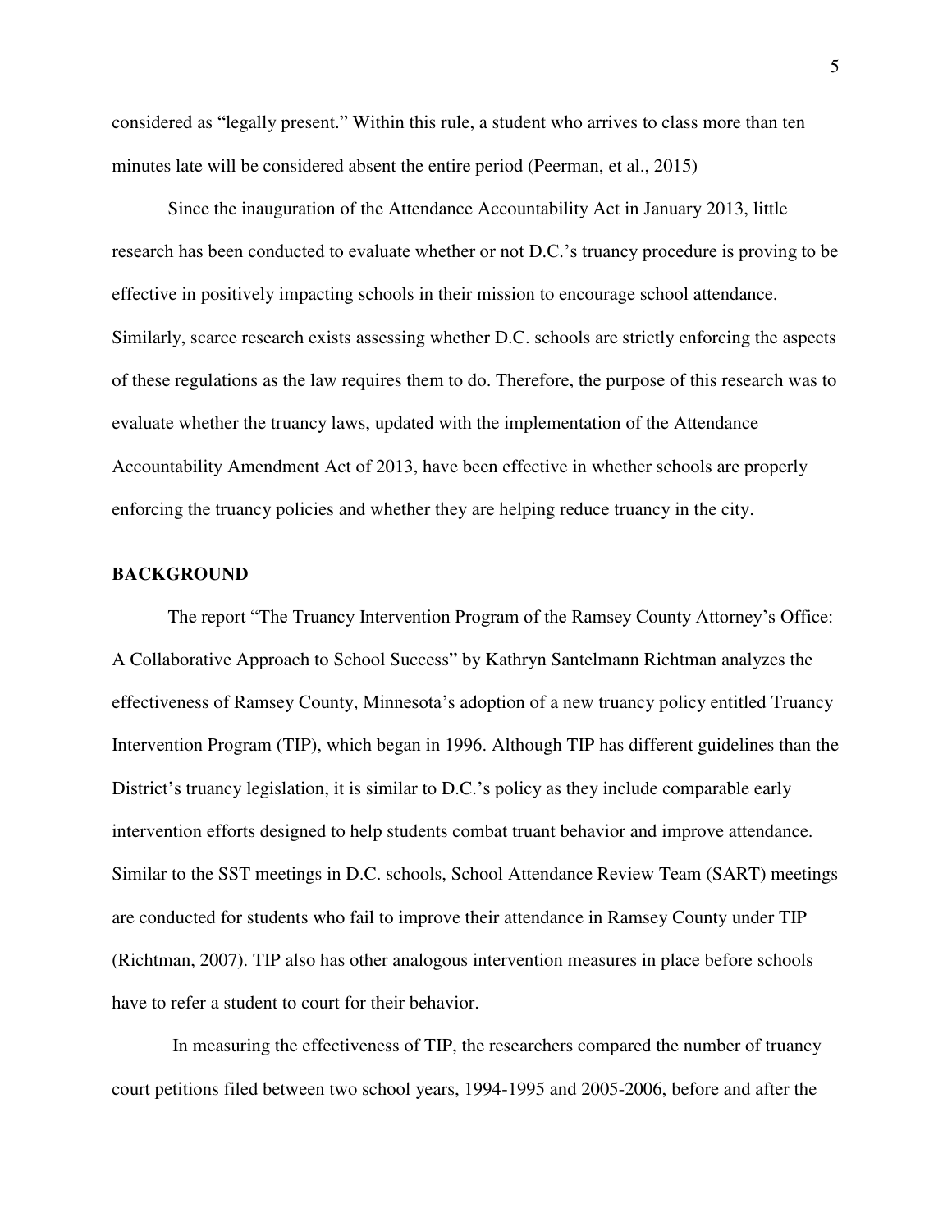considered as "legally present." Within this rule, a student who arrives to class more than ten minutes late will be considered absent the entire period (Peerman, et al., 2015)

Since the inauguration of the Attendance Accountability Act in January 2013, little research has been conducted to evaluate whether or not D.C.'s truancy procedure is proving to be effective in positively impacting schools in their mission to encourage school attendance. Similarly, scarce research exists assessing whether D.C. schools are strictly enforcing the aspects of these regulations as the law requires them to do. Therefore, the purpose of this research was to evaluate whether the truancy laws, updated with the implementation of the Attendance Accountability Amendment Act of 2013, have been effective in whether schools are properly enforcing the truancy policies and whether they are helping reduce truancy in the city.

## BACKGROUND

The report "The Truancy Intervention Program of the Ramsey County Attorney's Office: A Collaborative Approach to School Success" by Kathryn Santelmann Richtman analyzes the effectiveness of Ramsey County, Minnesota's adoption of a new truancy policy entitled Truancy Intervention Program (TIP), which began in 1996. Although TIP has different guidelines than the District's truancy legislation, it is similar to D.C.'s policy as they include comparable early intervention efforts designed to help students combat truant behavior and improve attendance. Similar to the SST meetings in D.C. schools, School Attendance Review Team (SART) meetings are conducted for students who fail to improve their attendance in Ramsey County under TIP (Richtman, 2007). TIP also has other analogous intervention measures in place before schools have to refer a student to court for their behavior.

In measuring the effectiveness of TIP, the researchers compared the number of truancy court petitions filed between two school years, 1994-1995 and 2005-2006, before and after the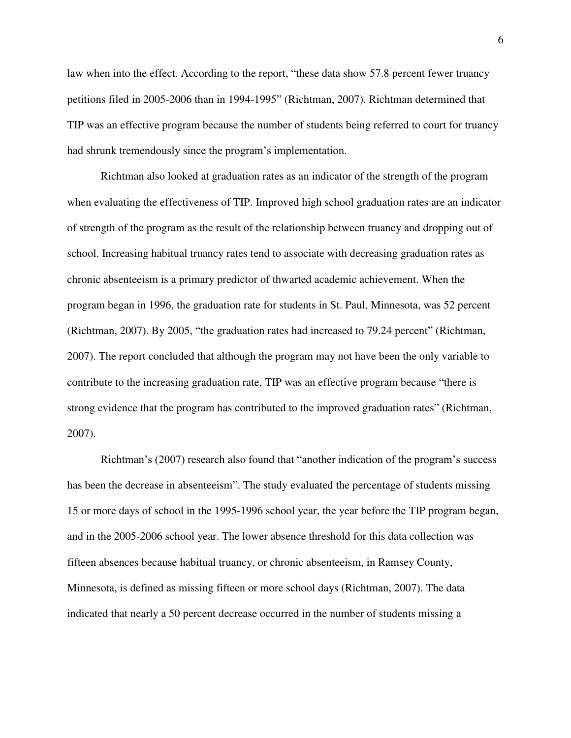law when into the effect. According to the report, “these data show 57.8 percent fewer truancy petitions filed in 2005-2006 than in 1994-1995” (Richtman, 2007). Richtman determined that TIP was an effective program because the number of students being referred to court for truancy had shrunk tremendously since the program’s implementation.

Richtman also looked at graduation rates as an indicator of the strength of the program when evaluating the effectiveness of TIP. Improved high school graduation rates are an indicator of strength of the program as the result of the relationship between truancy and dropping out of school. Increasing habitual truancy rates tend to associate with decreasing graduation rates as chronic absenteeism is a primary predictor of thwarted academic achievement. When the program began in 1996, the graduation rate for students in St. Paul, Minnesota, was 52 percent (Richtman, 2007). By 2005, “the graduation rates had increased to 79.24 percent” (Richtman, 2007). The report concluded that although the program may not have been the only variable to contribute to the increasing graduation rate, TIP was an effective program because “there is strong evidence that the program has contributed to the improved graduation rates” (Richtman, 2007).

Richtman’s (2007) research also found that “another indication of the program’s success has been the decrease in absenteeism”. The study evaluated the percentage of students missing 15 or more days of school in the 1995-1996 school year, the year before the TIP program began, and in the 2005-2006 school year. The lower absence threshold for this data collection was fifteen absences because habitual truancy, or chronic absenteeism, in Ramsey County, Minnesota, is defined as missing fifteen or more school days (Richtman, 2007). The data indicated that nearly a 50 percent decrease occurred in the number of students missing a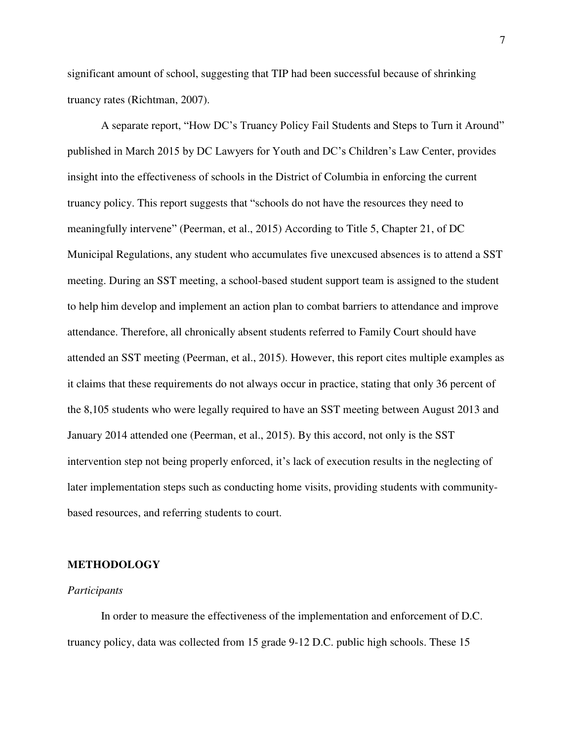significant amount of school, suggesting that TIP had been successful because of shrinking truancy rates (Richtman, 2007).

A separate report, "How DC's Truancy Policy Fail Students and Steps to Turn it Around" published in March 2015 by DC Lawyers for Youth and DC's Children's Law Center, provides insight into the effectiveness of schools in the District of Columbia in enforcing the current truancy policy. This report suggests that "schools do not have the resources they need to meaningfully intervene" (Peerman, et al., 2015) According to Title 5, Chapter 21, of DC Municipal Regulations, any student who accumulates five unexcused absences is to attend a SST meeting. During an SST meeting, a school-based student support team is assigned to the student to help him develop and implement an action plan to combat barriers to attendance and improve attendance. Therefore, all chronically absent students referred to Family Court should have attended an SST meeting (Peerman, et al., 2015). However, this report cites multiple examples as it claims that these requirements do not always occur in practice, stating that only 36 percent of the 8,105 students who were legally required to have an SST meeting between August 2013 and January 2014 attended one (Peerman, et al., 2015). By this accord, not only is the SST intervention step not being properly enforced, it's lack of execution results in the neglecting of later implementation steps such as conducting home visits, providing students with community-based resources, and referring students to court.

## METHODOLOGY

### *Participants*

In order to measure the effectiveness of the implementation and enforcement of D.C. truancy policy, data was collected from 15 grade 9-12 D.C. public high schools. These 15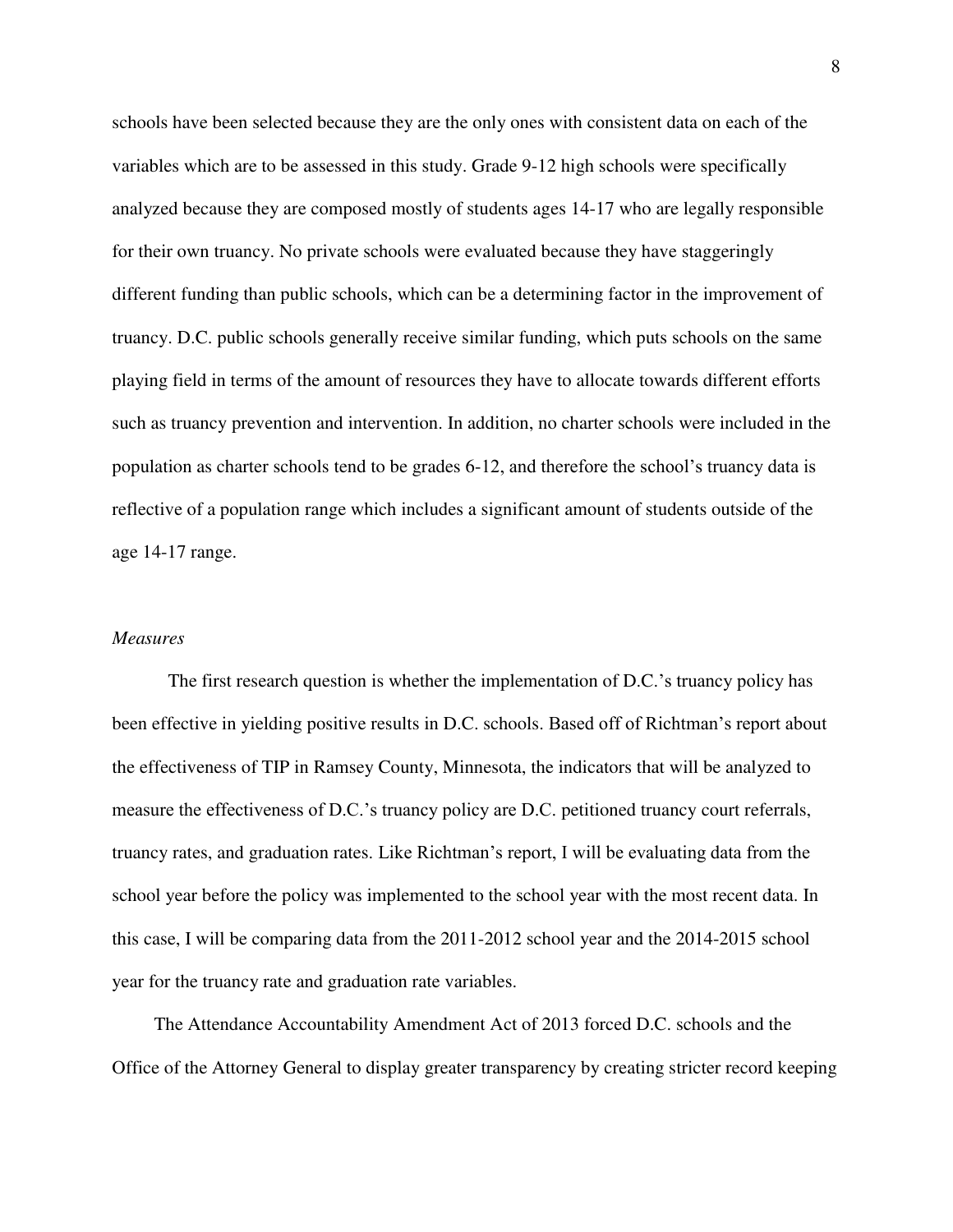schools have been selected because they are the only ones with consistent data on each of the variables which are to be assessed in this study. Grade 9-12 high schools were specifically analyzed because they are composed mostly of students ages 14-17 who are legally responsible for their own truancy. No private schools were evaluated because they have staggeringly different funding than public schools, which can be a determining factor in the improvement of truancy. D.C. public schools generally receive similar funding, which puts schools on the same playing field in terms of the amount of resources they have to allocate towards different efforts such as truancy prevention and intervention. In addition, no charter schools were included in the population as charter schools tend to be grades 6-12, and therefore the school's truancy data is reflective of a population range which includes a significant amount of students outside of the age 14-17 range.

*Measures*

The first research question is whether the implementation of D.C.'s truancy policy has been effective in yielding positive results in D.C. schools. Based off of Richtman's report about the effectiveness of TIP in Ramsey County, Minnesota, the indicators that will be analyzed to measure the effectiveness of D.C.'s truancy policy are D.C. petitioned truancy court referrals, truancy rates, and graduation rates. Like Richtman's report, I will be evaluating data from the school year before the policy was implemented to the school year with the most recent data. In this case, I will be comparing data from the 2011-2012 school year and the 2014-2015 school year for the truancy rate and graduation rate variables.

The Attendance Accountability Amendment Act of 2013 forced D.C. schools and the Office of the Attorney General to display greater transparency by creating stricter record keeping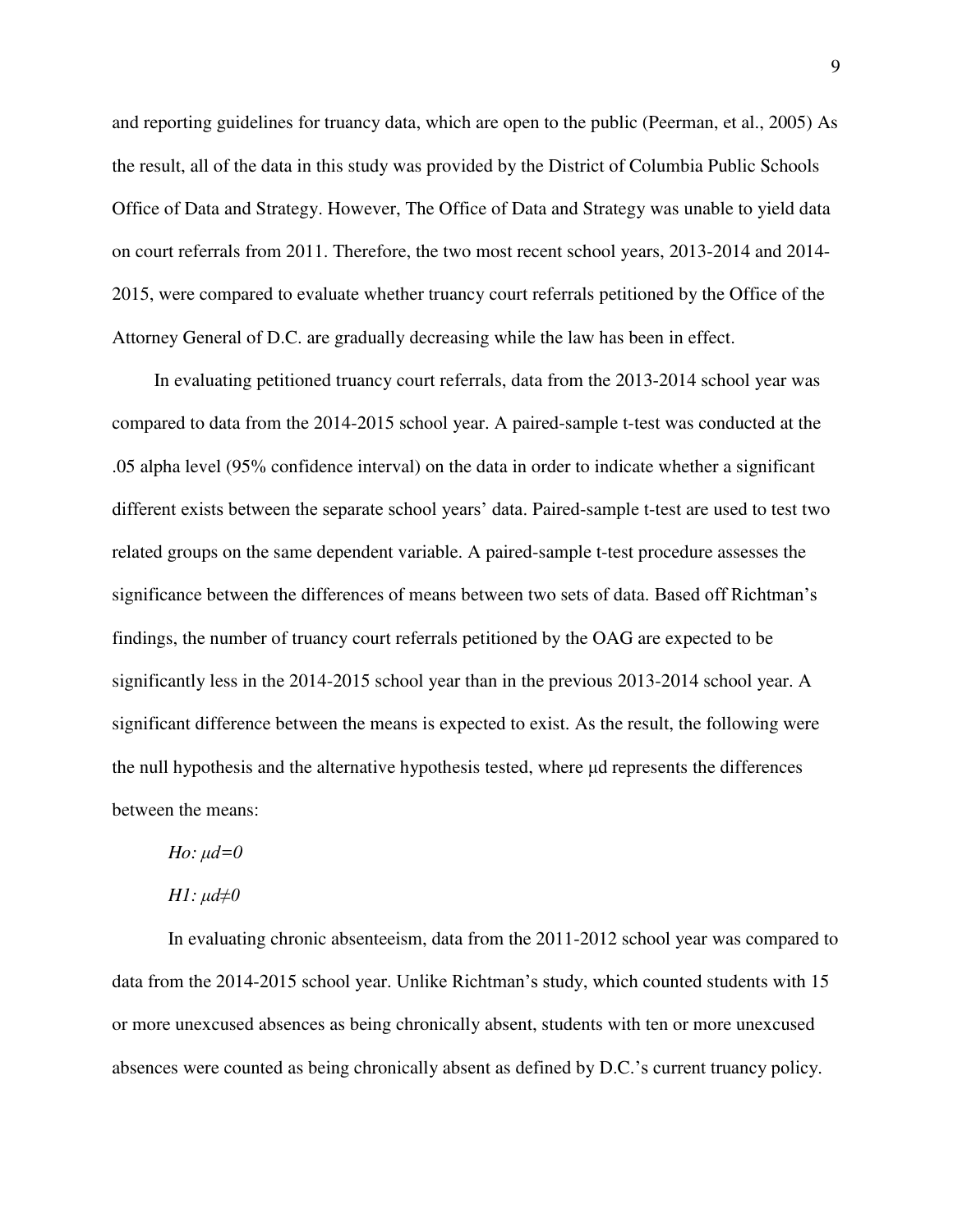and reporting guidelines for truancy data, which are open to the public (Peerman, et al., 2005) As the result, all of the data in this study was provided by the District of Columbia Public Schools Office of Data and Strategy. However, The Office of Data and Strategy was unable to yield data on court referrals from 2011. Therefore, the two most recent school years, 2013-2014 and 2014-2015, were compared to evaluate whether truancy court referrals petitioned by the Office of the Attorney General of D.C. are gradually decreasing while the law has been in effect.

In evaluating petitioned truancy court referrals, data from the 2013-2014 school year was compared to data from the 2014-2015 school year. A paired-sample t-test was conducted at the .05 alpha level (95% confidence interval) on the data in order to indicate whether a significant different exists between the separate school years' data. Paired-sample t-test are used to test two related groups on the same dependent variable. A paired-sample t-test procedure assesses the significance between the differences of means between two sets of data. Based off Richtman's findings, the number of truancy court referrals petitioned by the OAG are expected to be significantly less in the 2014-2015 school year than in the previous 2013-2014 school year. A significant difference between the means is expected to exist. As the result, the following were the null hypothesis and the alternative hypothesis tested, where μd represents the differences between the means:

*Ho:* $\mu d=0$

*H1:* $\mu d\neq0$

In evaluating chronic absenteeism, data from the 2011-2012 school year was compared to data from the 2014-2015 school year. Unlike Richtman's study, which counted students with 15 or more unexcused absences as being chronically absent, students with ten or more unexcused absences were counted as being chronically absent as defined by D.C.'s current truancy policy.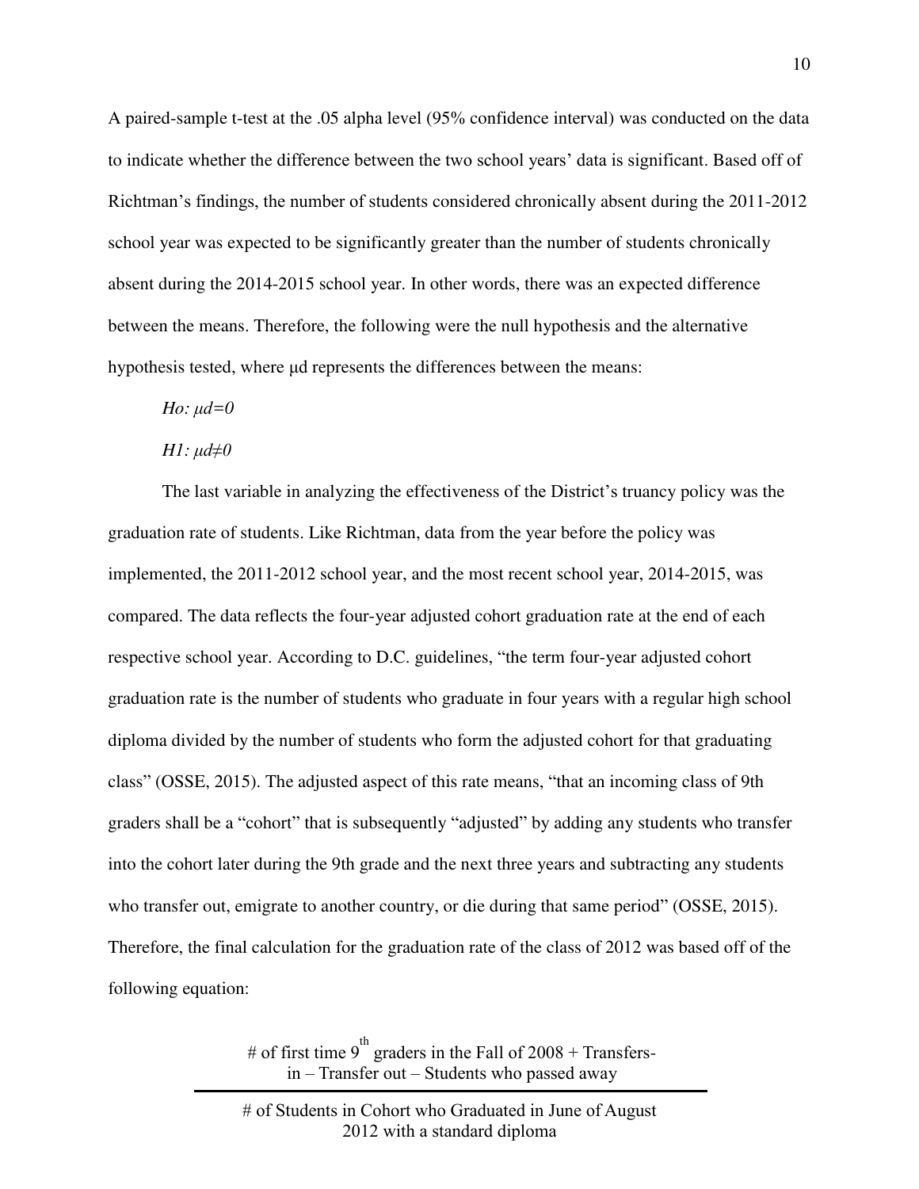A paired-sample t-test at the .05 alpha level (95% confidence interval) was conducted on the data to indicate whether the difference between the two school years' data is significant. Based off of Richtman's findings, the number of students considered chronically absent during the 2011-2012 school year was expected to be significantly greater than the number of students chronically absent during the 2014-2015 school year. In other words, there was an expected difference between the means. Therefore, the following were the null hypothesis and the alternative hypothesis tested, where μd represents the differences between the means:

*Ho: μd=0*

*H1: μd≠0*

The last variable in analyzing the effectiveness of the District's truancy policy was the graduation rate of students. Like Richtman, data from the year before the policy was implemented, the 2011-2012 school year, and the most recent school year, 2014-2015, was compared. The data reflects the four-year adjusted cohort graduation rate at the end of each respective school year. According to D.C. guidelines, "the term four-year adjusted cohort graduation rate is the number of students who graduate in four years with a regular high school diploma divided by the number of students who form the adjusted cohort for that graduating class" (OSSE, 2015). The adjusted aspect of this rate means, "that an incoming class of 9th graders shall be a "cohort" that is subsequently "adjusted" by adding any students who transfer into the cohort later during the 9th grade and the next three years and subtracting any students who transfer out, emigrate to another country, or die during that same period" (OSSE, 2015). Therefore, the final calculation for the graduation rate of the class of 2012 was based off of the following equation:

$$\frac{\text{\# of first time } 9^{\text{th}} \text{ graders in the Fall of 2008} + \text{Transfers-in} - \text{Transfer out} - \text{Students who passed away}}{\text{\# of Students in Cohort who Graduated in June of August 2012 with a standard diploma}}$$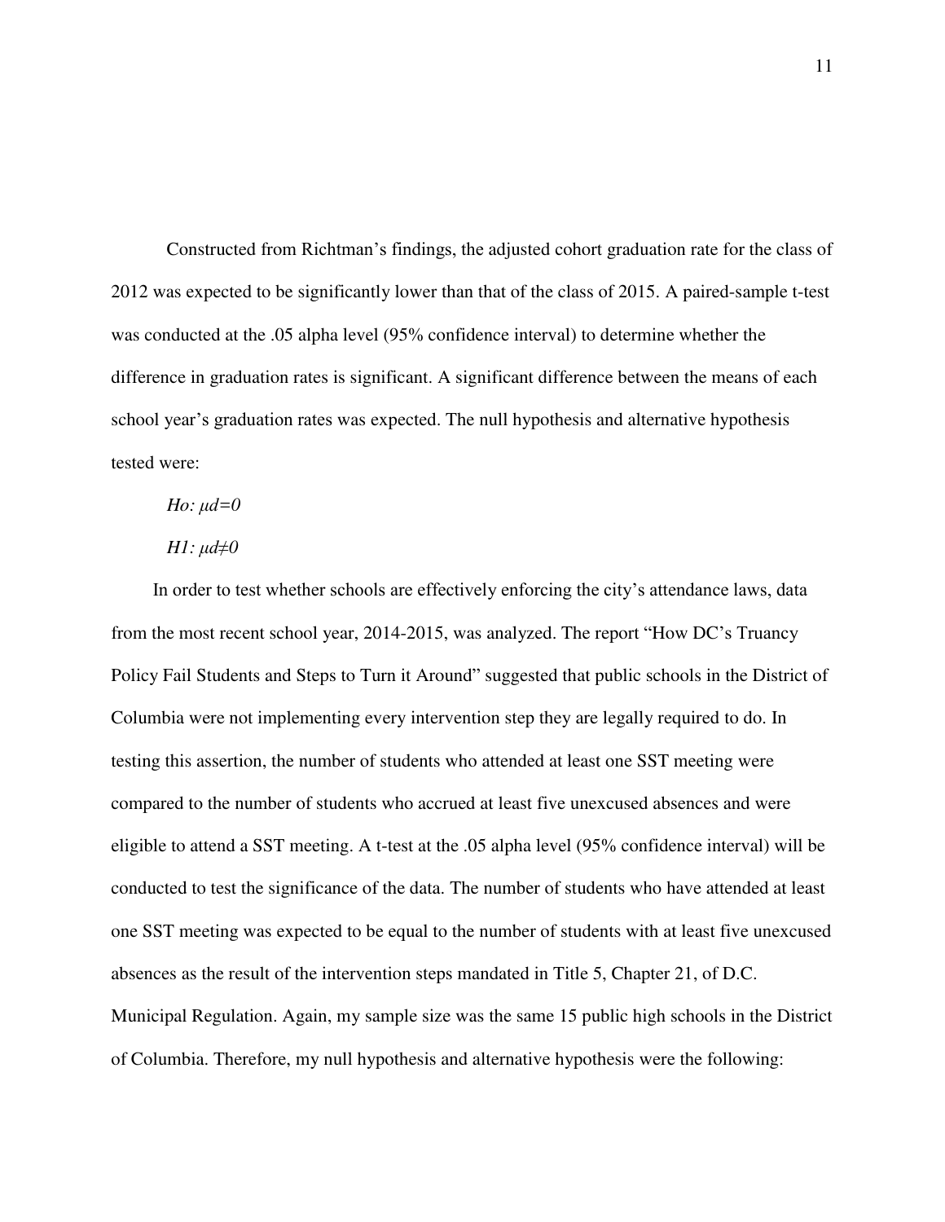Constructed from Richtman's findings, the adjusted cohort graduation rate for the class of 2012 was expected to be significantly lower than that of the class of 2015. A paired-sample t-test was conducted at the .05 alpha level (95% confidence interval) to determine whether the difference in graduation rates is significant. A significant difference between the means of each school year's graduation rates was expected. The null hypothesis and alternative hypothesis tested were:

$H_o: \mu_d = 0$

$H_1: \mu_d \neq 0$

In order to test whether schools are effectively enforcing the city's attendance laws, data from the most recent school year, 2014-2015, was analyzed. The report "How DC's Truancy Policy Fail Students and Steps to Turn it Around" suggested that public schools in the District of Columbia were not implementing every intervention step they are legally required to do. In testing this assertion, the number of students who attended at least one SST meeting were compared to the number of students who accrued at least five unexcused absences and were eligible to attend a SST meeting. A t-test at the .05 alpha level (95% confidence interval) will be conducted to test the significance of the data. The number of students who have attended at least one SST meeting was expected to be equal to the number of students with at least five unexcused absences as the result of the intervention steps mandated in Title 5, Chapter 21, of D.C. Municipal Regulation. Again, my sample size was the same 15 public high schools in the District of Columbia. Therefore, my null hypothesis and alternative hypothesis were the following: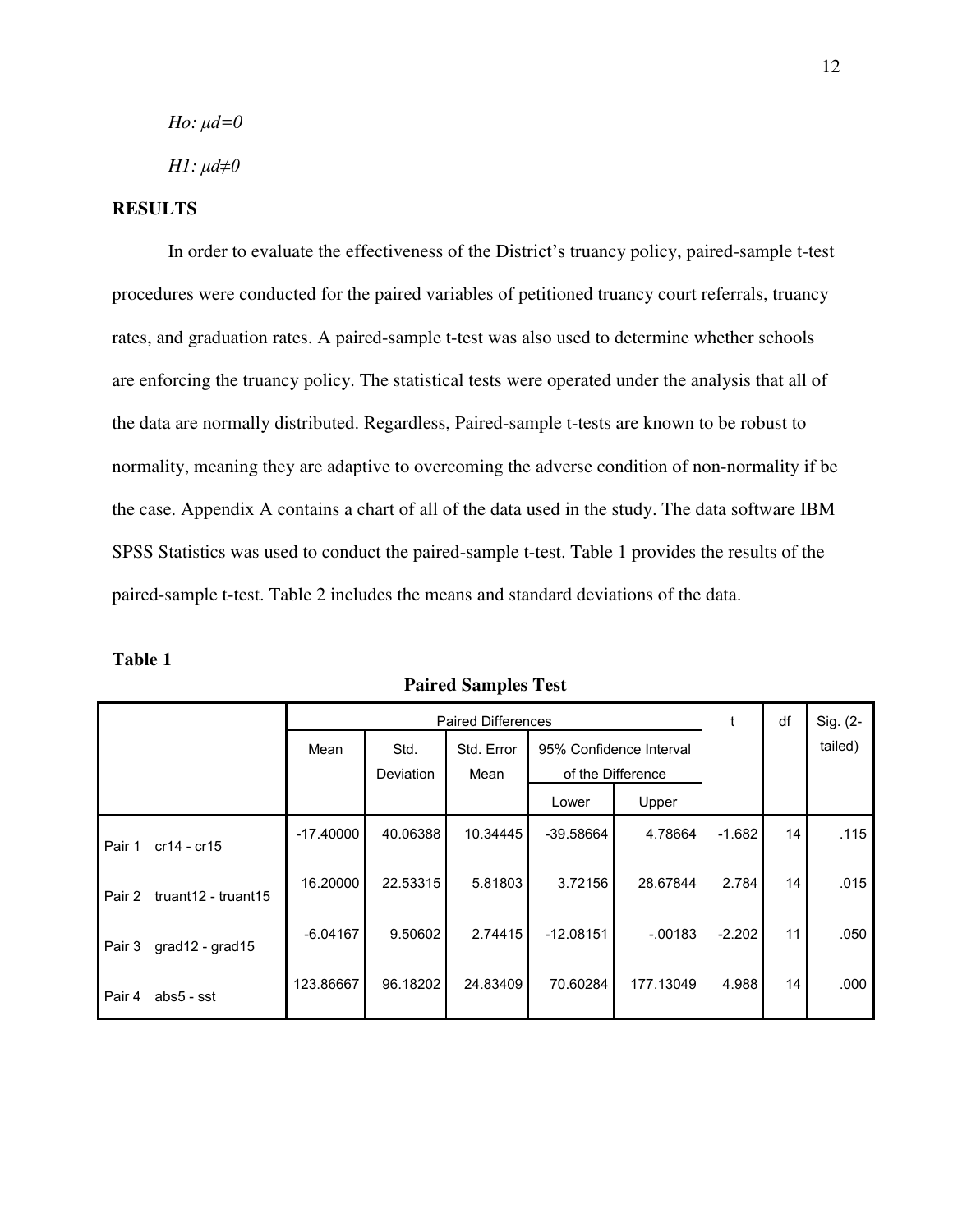*Ho:* $\mu d=0$

*H1:* $\mu d\neq 0$

## RESULTS

In order to evaluate the effectiveness of the District's truancy policy, paired-sample t-test procedures were conducted for the paired variables of petitioned truancy court referrals, truancy rates, and graduation rates. A paired-sample t-test was also used to determine whether schools are enforcing the truancy policy. The statistical tests were operated under the analysis that all of the data are normally distributed. Regardless, Paired-sample t-tests are known to be robust to normality, meaning they are adaptive to overcoming the adverse condition of non-normality if be the case. Appendix A contains a chart of all of the data used in the study. The data software IBM SPSS Statistics was used to conduct the paired-sample t-test. Table 1 provides the results of the paired-sample t-test. Table 2 includes the means and standard deviations of the data.

**Table 1**

**Paired Samples Test**

| | Paired Differences | | | | | t | df | Sig. (2-tailed) |
|---|---|---|---|---|---|---|---|---|
| | Mean | Std. Deviation | Std. Error Mean | 95% Confidence Interval of the Difference | | | | |
| | | | | Lower | Upper | | | |
| Pair 1 cr14 - cr15 | -17.40000 | 40.06388 | 10.34445 | -39.58664 | 4.78664 | -1.682 | 14 | .115 |
| Pair 2 truant12 - truant15 | 16.20000 | 22.53315 | 5.81803 | 3.72156 | 28.67844 | 2.784 | 14 | .015 |
| Pair 3 grad12 - grad15 | -6.04167 | 9.50602 | 2.74415 | -12.08151 | -.00183 | -2.202 | 11 | .050 |
| Pair 4 abs5 - sst | 123.86667 | 96.18202 | 24.83409 | 70.60284 | 177.13049 | 4.988 | 14 | .000 |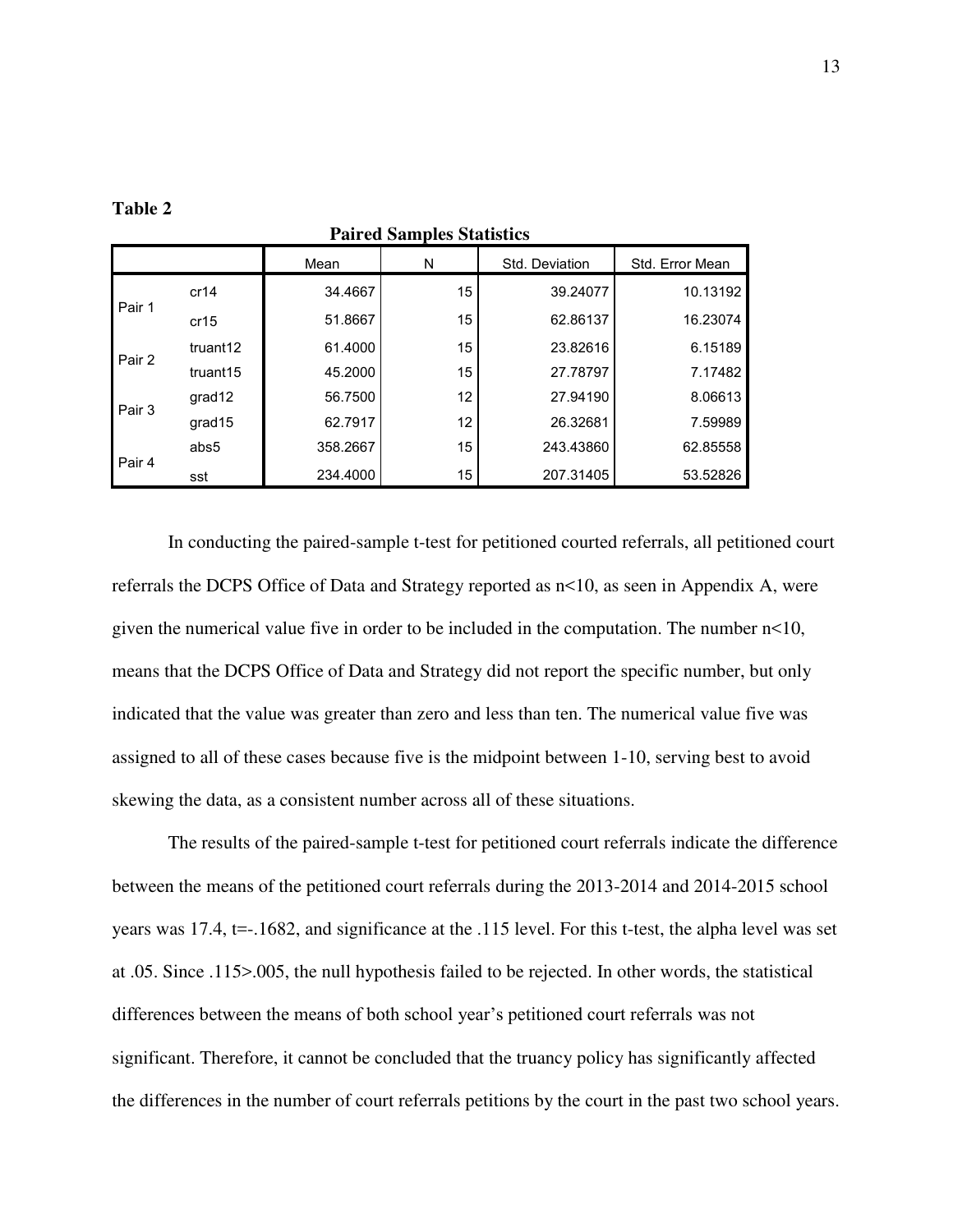**Table 2**

**Paired Samples Statistics**

| | | Mean | N | Std. Deviation | Std. Error Mean |
|---|---|---|---|---|---|
| Pair 1 | cr14 | 34.4667 | 15 | 39.24077 | 10.13192 |
| | cr15 | 51.8667 | 15 | 62.86137 | 16.23074 |
| Pair 2 | truant12 | 61.4000 | 15 | 23.82616 | 6.15189 |
| | truant15 | 45.2000 | 15 | 27.78797 | 7.17482 |
| Pair 3 | grad12 | 56.7500 | 12 | 27.94190 | 8.06613 |
| | grad15 | 62.7917 | 12 | 26.32681 | 7.59989 |
| Pair 4 | abs5 | 358.2667 | 15 | 243.43860 | 62.85558 |
| | sst | 234.4000 | 15 | 207.31405 | 53.52826 |

In conducting the paired-sample t-test for petitioned courted referrals, all petitioned court referrals the DCPS Office of Data and Strategy reported as n<10, as seen in Appendix A, were given the numerical value five in order to be included in the computation. The number n<10, means that the DCPS Office of Data and Strategy did not report the specific number, but only indicated that the value was greater than zero and less than ten. The numerical value five was assigned to all of these cases because five is the midpoint between 1-10, serving best to avoid skewing the data, as a consistent number across all of these situations.

The results of the paired-sample t-test for petitioned court referrals indicate the difference between the means of the petitioned court referrals during the 2013-2014 and 2014-2015 school years was 17.4, t=-.1682, and significance at the .115 level. For this t-test, the alpha level was set at .05. Since .115>.005, the null hypothesis failed to be rejected. In other words, the statistical differences between the means of both school year's petitioned court referrals was not significant. Therefore, it cannot be concluded that the truancy policy has significantly affected the differences in the number of court referrals petitions by the court in the past two school years.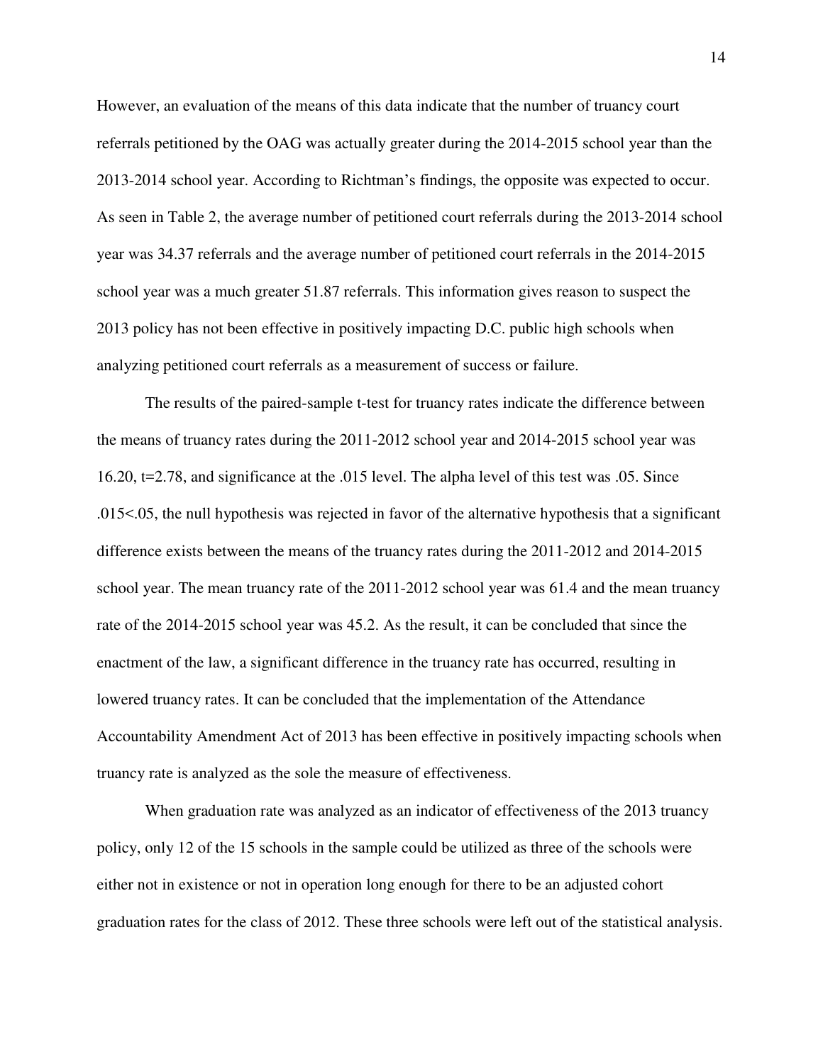However, an evaluation of the means of this data indicate that the number of truancy court referrals petitioned by the OAG was actually greater during the 2014-2015 school year than the 2013-2014 school year. According to Richtman's findings, the opposite was expected to occur. As seen in Table 2, the average number of petitioned court referrals during the 2013-2014 school year was 34.37 referrals and the average number of petitioned court referrals in the 2014-2015 school year was a much greater 51.87 referrals. This information gives reason to suspect the 2013 policy has not been effective in positively impacting D.C. public high schools when analyzing petitioned court referrals as a measurement of success or failure.

The results of the paired-sample t-test for truancy rates indicate the difference between the means of truancy rates during the 2011-2012 school year and 2014-2015 school year was 16.20, $t=2.78$, and significance at the .015 level. The alpha level of this test was .05. Since $.015<.05$, the null hypothesis was rejected in favor of the alternative hypothesis that a significant difference exists between the means of the truancy rates during the 2011-2012 and 2014-2015 school year. The mean truancy rate of the 2011-2012 school year was 61.4 and the mean truancy rate of the 2014-2015 school year was 45.2. As the result, it can be concluded that since the enactment of the law, a significant difference in the truancy rate has occurred, resulting in lowered truancy rates. It can be concluded that the implementation of the Attendance Accountability Amendment Act of 2013 has been effective in positively impacting schools when truancy rate is analyzed as the sole the measure of effectiveness.

When graduation rate was analyzed as an indicator of effectiveness of the 2013 truancy policy, only 12 of the 15 schools in the sample could be utilized as three of the schools were either not in existence or not in operation long enough for there to be an adjusted cohort graduation rates for the class of 2012. These three schools were left out of the statistical analysis.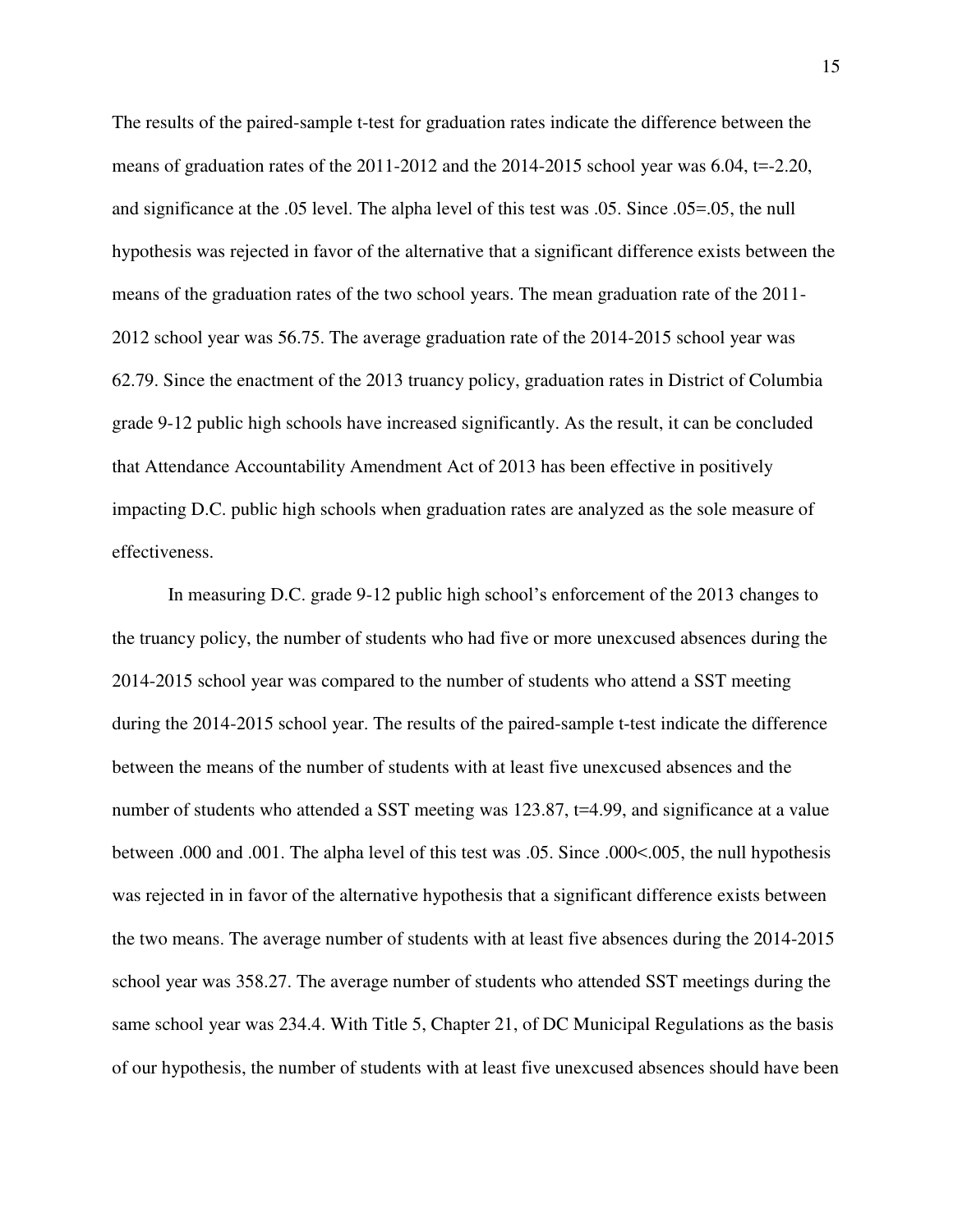The results of the paired-sample t-test for graduation rates indicate the difference between the means of graduation rates of the 2011-2012 and the 2014-2015 school year was 6.04, $t=-2.20$, and significance at the .05 level. The alpha level of this test was .05. Since $.05=.05$, the null hypothesis was rejected in favor of the alternative that a significant difference exists between the means of the graduation rates of the two school years. The mean graduation rate of the 2011-2012 school year was 56.75. The average graduation rate of the 2014-2015 school year was 62.79. Since the enactment of the 2013 truancy policy, graduation rates in District of Columbia grade 9-12 public high schools have increased significantly. As the result, it can be concluded that Attendance Accountability Amendment Act of 2013 has been effective in positively impacting D.C. public high schools when graduation rates are analyzed as the sole measure of effectiveness.

In measuring D.C. grade 9-12 public high school's enforcement of the 2013 changes to the truancy policy, the number of students who had five or more unexcused absences during the 2014-2015 school year was compared to the number of students who attend a SST meeting during the 2014-2015 school year. The results of the paired-sample t-test indicate the difference between the means of the number of students with at least five unexcused absences and the number of students who attended a SST meeting was 123.87, $t=4.99$, and significance at a value between .000 and .001. The alpha level of this test was .05. Since $.000<.005$, the null hypothesis was rejected in in favor of the alternative hypothesis that a significant difference exists between the two means. The average number of students with at least five absences during the 2014-2015 school year was 358.27. The average number of students who attended SST meetings during the same school year was 234.4. With Title 5, Chapter 21, of DC Municipal Regulations as the basis of our hypothesis, the number of students with at least five unexcused absences should have been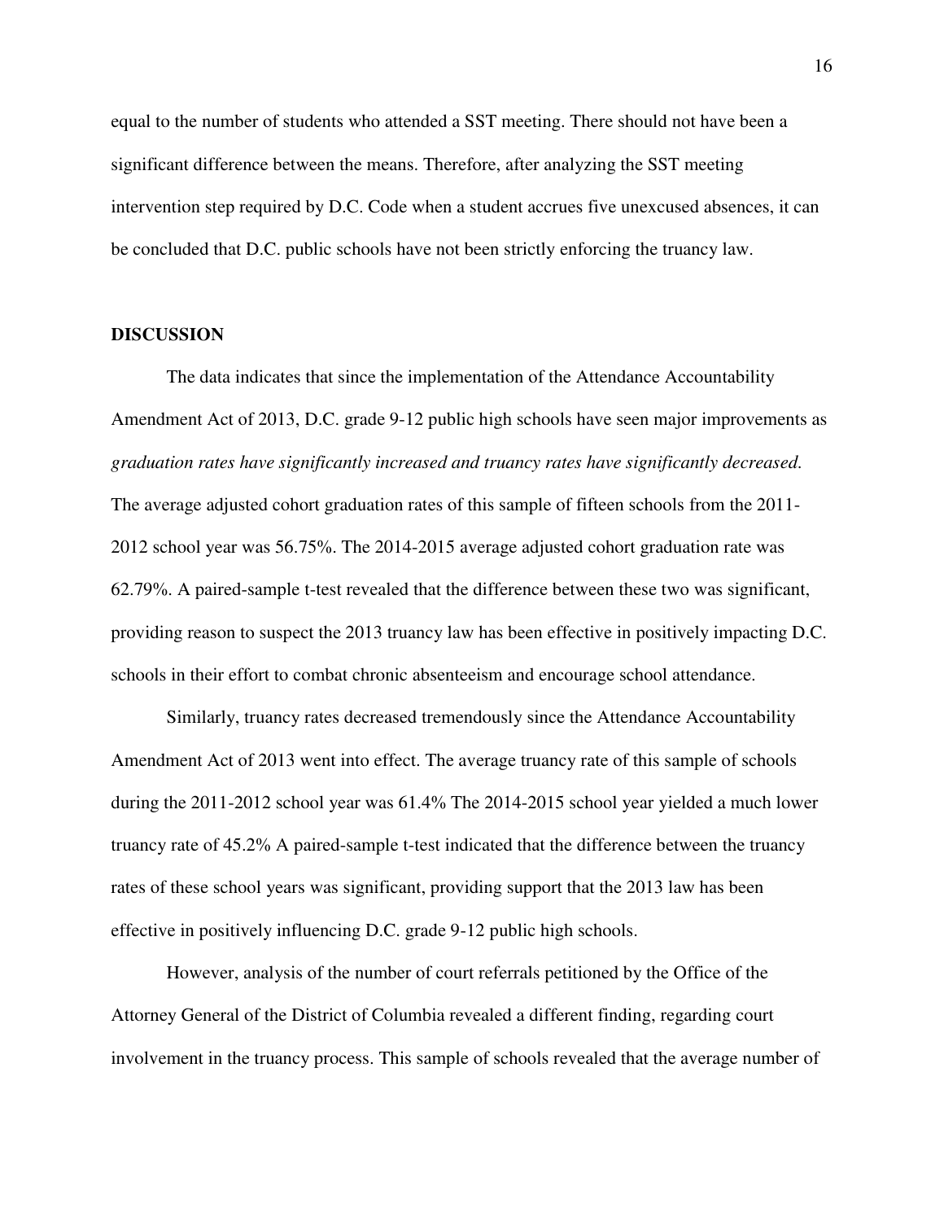equal to the number of students who attended a SST meeting. There should not have been a significant difference between the means. Therefore, after analyzing the SST meeting intervention step required by D.C. Code when a student accrues five unexcused absences, it can be concluded that D.C. public schools have not been strictly enforcing the truancy law.

## DISCUSSION

The data indicates that since the implementation of the Attendance Accountability Amendment Act of 2013, D.C. grade 9-12 public high schools have seen major improvements as *graduation rates have significantly increased and truancy rates have significantly decreased.* The average adjusted cohort graduation rates of this sample of fifteen schools from the 2011-2012 school year was 56.75%. The 2014-2015 average adjusted cohort graduation rate was 62.79%. A paired-sample t-test revealed that the difference between these two was significant, providing reason to suspect the 2013 truancy law has been effective in positively impacting D.C. schools in their effort to combat chronic absenteeism and encourage school attendance.

Similarly, truancy rates decreased tremendously since the Attendance Accountability Amendment Act of 2013 went into effect. The average truancy rate of this sample of schools during the 2011-2012 school year was 61.4% The 2014-2015 school year yielded a much lower truancy rate of 45.2% A paired-sample t-test indicated that the difference between the truancy rates of these school years was significant, providing support that the 2013 law has been effective in positively influencing D.C. grade 9-12 public high schools.

However, analysis of the number of court referrals petitioned by the Office of the Attorney General of the District of Columbia revealed a different finding, regarding court involvement in the truancy process. This sample of schools revealed that the average number of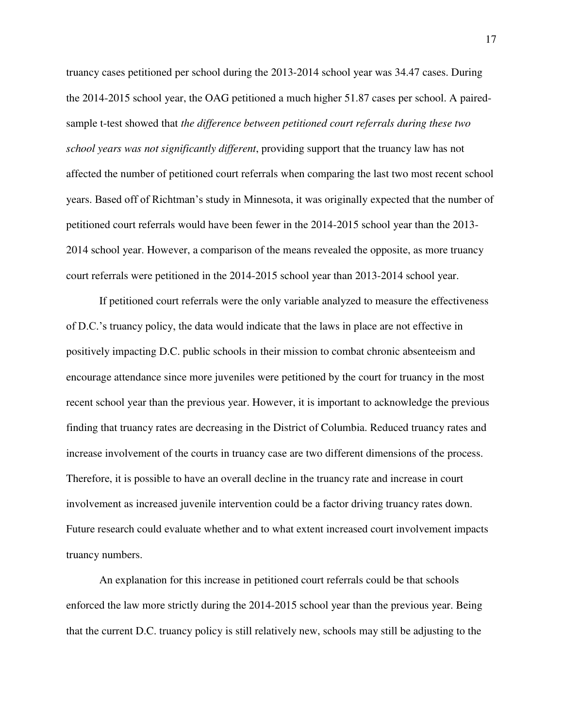truancy cases petitioned per school during the 2013-2014 school year was 34.47 cases. During the 2014-2015 school year, the OAG petitioned a much higher 51.87 cases per school. A paired-sample t-test showed that *the difference between petitioned court referrals during these two school years was not significantly different*, providing support that the truancy law has not affected the number of petitioned court referrals when comparing the last two most recent school years. Based off of Richtman's study in Minnesota, it was originally expected that the number of petitioned court referrals would have been fewer in the 2014-2015 school year than the 2013-2014 school year. However, a comparison of the means revealed the opposite, as more truancy court referrals were petitioned in the 2014-2015 school year than 2013-2014 school year.

If petitioned court referrals were the only variable analyzed to measure the effectiveness of D.C.'s truancy policy, the data would indicate that the laws in place are not effective in positively impacting D.C. public schools in their mission to combat chronic absenteeism and encourage attendance since more juveniles were petitioned by the court for truancy in the most recent school year than the previous year. However, it is important to acknowledge the previous finding that truancy rates are decreasing in the District of Columbia. Reduced truancy rates and increase involvement of the courts in truancy case are two different dimensions of the process. Therefore, it is possible to have an overall decline in the truancy rate and increase in court involvement as increased juvenile intervention could be a factor driving truancy rates down. Future research could evaluate whether and to what extent increased court involvement impacts truancy numbers.

An explanation for this increase in petitioned court referrals could be that schools enforced the law more strictly during the 2014-2015 school year than the previous year. Being that the current D.C. truancy policy is still relatively new, schools may still be adjusting to the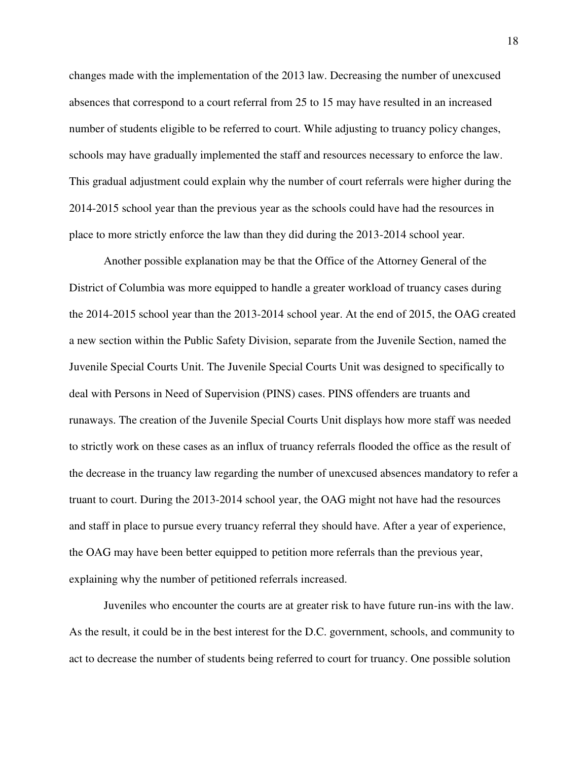changes made with the implementation of the 2013 law. Decreasing the number of unexcused absences that correspond to a court referral from 25 to 15 may have resulted in an increased number of students eligible to be referred to court. While adjusting to truancy policy changes, schools may have gradually implemented the staff and resources necessary to enforce the law. This gradual adjustment could explain why the number of court referrals were higher during the 2014-2015 school year than the previous year as the schools could have had the resources in place to more strictly enforce the law than they did during the 2013-2014 school year.

Another possible explanation may be that the Office of the Attorney General of the District of Columbia was more equipped to handle a greater workload of truancy cases during the 2014-2015 school year than the 2013-2014 school year. At the end of 2015, the OAG created a new section within the Public Safety Division, separate from the Juvenile Section, named the Juvenile Special Courts Unit. The Juvenile Special Courts Unit was designed to specifically to deal with Persons in Need of Supervision (PINS) cases. PINS offenders are truants and runaways. The creation of the Juvenile Special Courts Unit displays how more staff was needed to strictly work on these cases as an influx of truancy referrals flooded the office as the result of the decrease in the truancy law regarding the number of unexcused absences mandatory to refer a truant to court. During the 2013-2014 school year, the OAG might not have had the resources and staff in place to pursue every truancy referral they should have. After a year of experience, the OAG may have been better equipped to petition more referrals than the previous year, explaining why the number of petitioned referrals increased.

Juveniles who encounter the courts are at greater risk to have future run-ins with the law. As the result, it could be in the best interest for the D.C. government, schools, and community to act to decrease the number of students being referred to court for truancy. One possible solution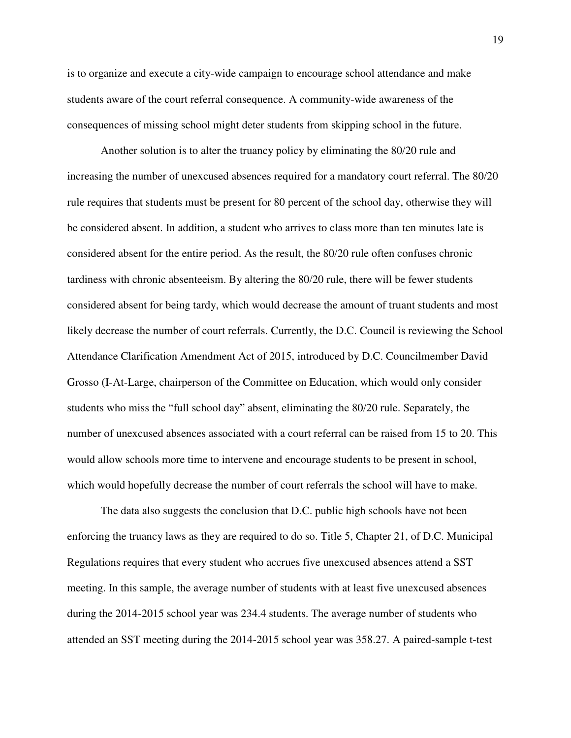is to organize and execute a city-wide campaign to encourage school attendance and make students aware of the court referral consequence. A community-wide awareness of the consequences of missing school might deter students from skipping school in the future.

Another solution is to alter the truancy policy by eliminating the 80/20 rule and increasing the number of unexcused absences required for a mandatory court referral. The 80/20 rule requires that students must be present for 80 percent of the school day, otherwise they will be considered absent. In addition, a student who arrives to class more than ten minutes late is considered absent for the entire period. As the result, the 80/20 rule often confuses chronic tardiness with chronic absenteeism. By altering the 80/20 rule, there will be fewer students considered absent for being tardy, which would decrease the amount of truant students and most likely decrease the number of court referrals. Currently, the D.C. Council is reviewing the School Attendance Clarification Amendment Act of 2015, introduced by D.C. Councilmember David Grosso (I-At-Large, chairperson of the Committee on Education, which would only consider students who miss the "full school day" absent, eliminating the 80/20 rule. Separately, the number of unexcused absences associated with a court referral can be raised from 15 to 20. This would allow schools more time to intervene and encourage students to be present in school, which would hopefully decrease the number of court referrals the school will have to make.

The data also suggests the conclusion that D.C. public high schools have not been enforcing the truancy laws as they are required to do so. Title 5, Chapter 21, of D.C. Municipal Regulations requires that every student who accrues five unexcused absences attend a SST meeting. In this sample, the average number of students with at least five unexcused absences during the 2014-2015 school year was 234.4 students. The average number of students who attended an SST meeting during the 2014-2015 school year was 358.27. A paired-sample t-test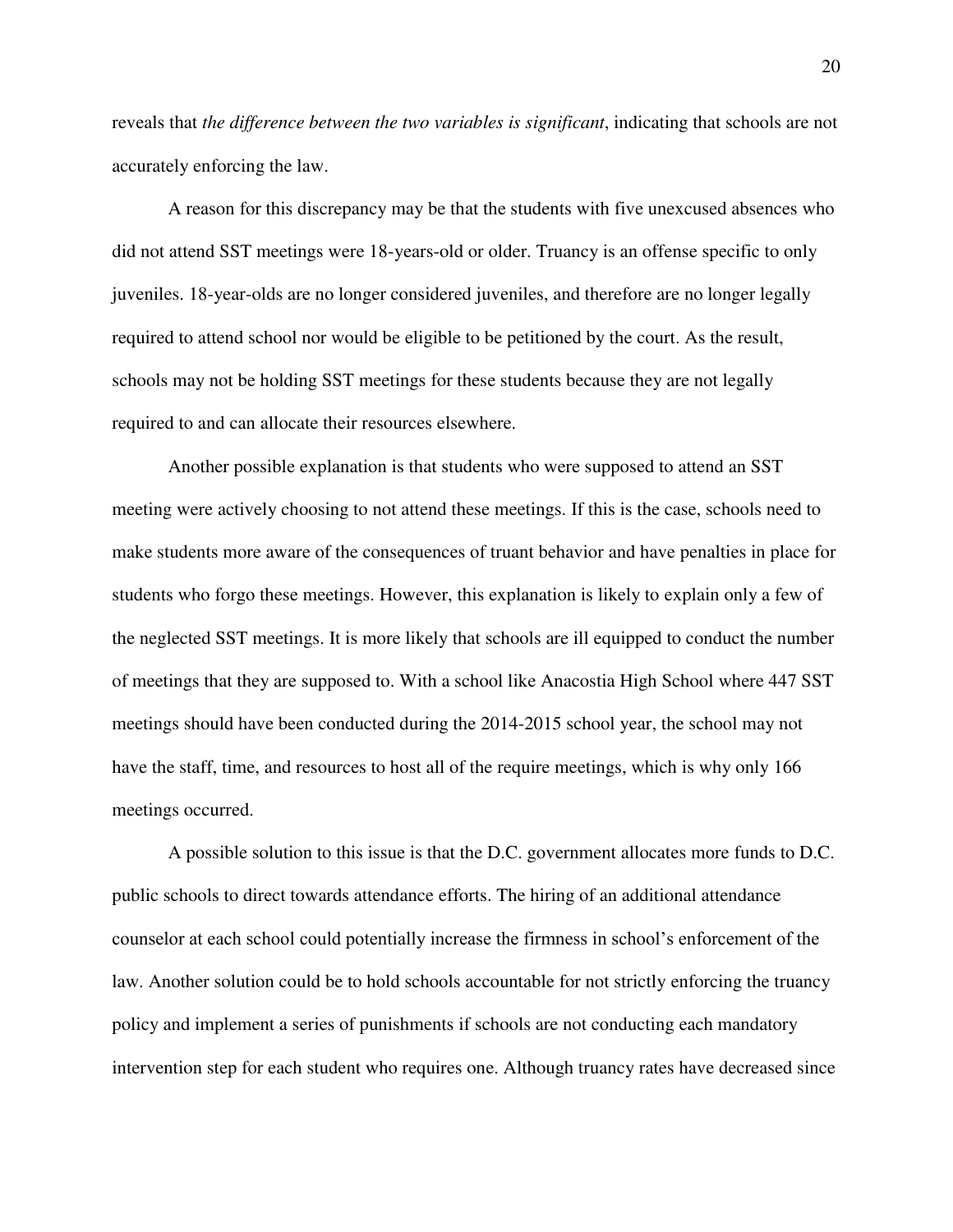reveals that *the difference between the two variables is significant*, indicating that schools are not accurately enforcing the law.

A reason for this discrepancy may be that the students with five unexcused absences who did not attend SST meetings were 18-years-old or older. Truancy is an offense specific to only juveniles. 18-year-olds are no longer considered juveniles, and therefore are no longer legally required to attend school nor would be eligible to be petitioned by the court. As the result, schools may not be holding SST meetings for these students because they are not legally required to and can allocate their resources elsewhere.

Another possible explanation is that students who were supposed to attend an SST meeting were actively choosing to not attend these meetings. If this is the case, schools need to make students more aware of the consequences of truant behavior and have penalties in place for students who forgo these meetings. However, this explanation is likely to explain only a few of the neglected SST meetings. It is more likely that schools are ill equipped to conduct the number of meetings that they are supposed to. With a school like Anacostia High School where 447 SST meetings should have been conducted during the 2014-2015 school year, the school may not have the staff, time, and resources to host all of the require meetings, which is why only 166 meetings occurred.

A possible solution to this issue is that the D.C. government allocates more funds to D.C. public schools to direct towards attendance efforts. The hiring of an additional attendance counselor at each school could potentially increase the firmness in school's enforcement of the law. Another solution could be to hold schools accountable for not strictly enforcing the truancy policy and implement a series of punishments if schools are not conducting each mandatory intervention step for each student who requires one. Although truancy rates have decreased since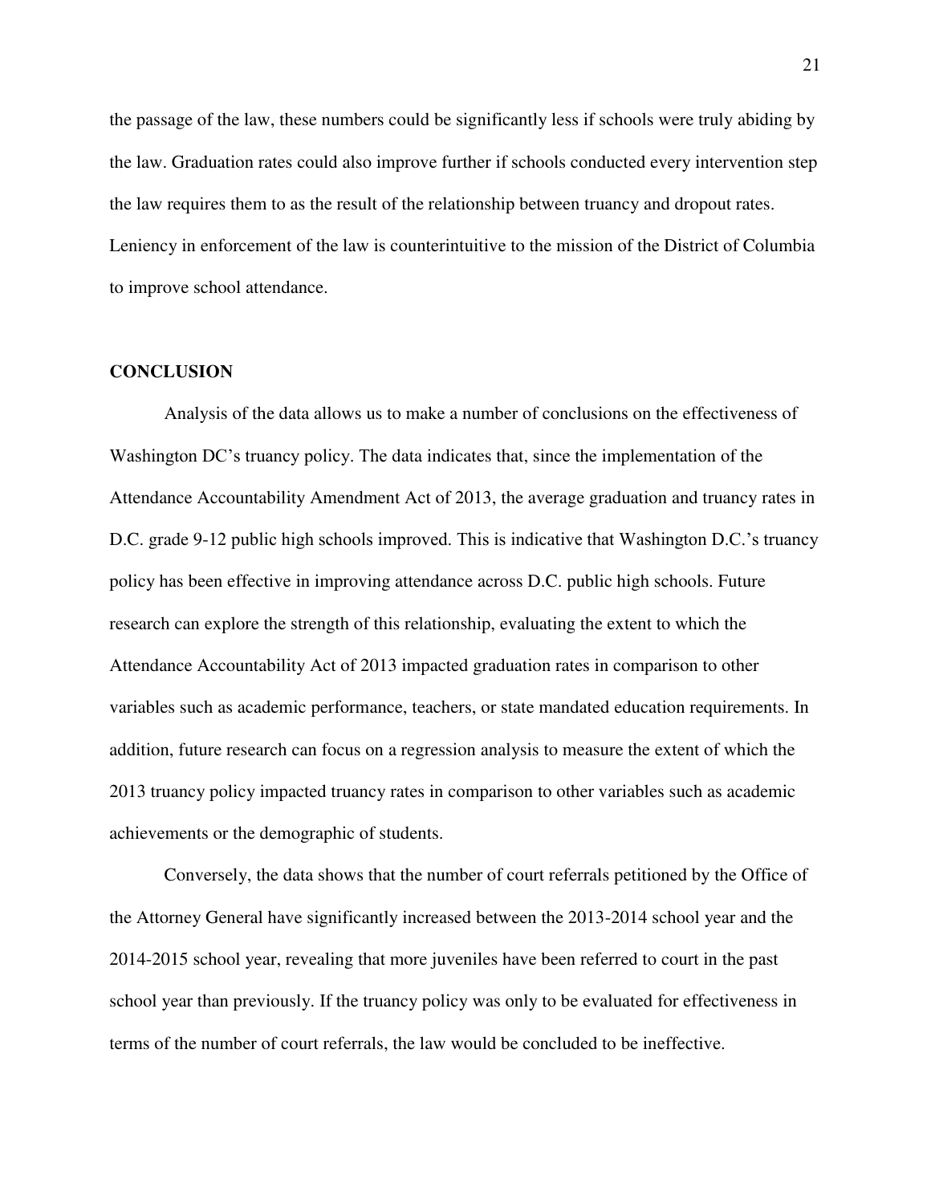the passage of the law, these numbers could be significantly less if schools were truly abiding by the law. Graduation rates could also improve further if schools conducted every intervention step the law requires them to as the result of the relationship between truancy and dropout rates. Leniency in enforcement of the law is counterintuitive to the mission of the District of Columbia to improve school attendance.

## CONCLUSION

Analysis of the data allows us to make a number of conclusions on the effectiveness of Washington DC's truancy policy. The data indicates that, since the implementation of the Attendance Accountability Amendment Act of 2013, the average graduation and truancy rates in D.C. grade 9-12 public high schools improved. This is indicative that Washington D.C.'s truancy policy has been effective in improving attendance across D.C. public high schools. Future research can explore the strength of this relationship, evaluating the extent to which the Attendance Accountability Act of 2013 impacted graduation rates in comparison to other variables such as academic performance, teachers, or state mandated education requirements. In addition, future research can focus on a regression analysis to measure the extent of which the 2013 truancy policy impacted truancy rates in comparison to other variables such as academic achievements or the demographic of students.

Conversely, the data shows that the number of court referrals petitioned by the Office of the Attorney General have significantly increased between the 2013-2014 school year and the 2014-2015 school year, revealing that more juveniles have been referred to court in the past school year than previously. If the truancy policy was only to be evaluated for effectiveness in terms of the number of court referrals, the law would be concluded to be ineffective.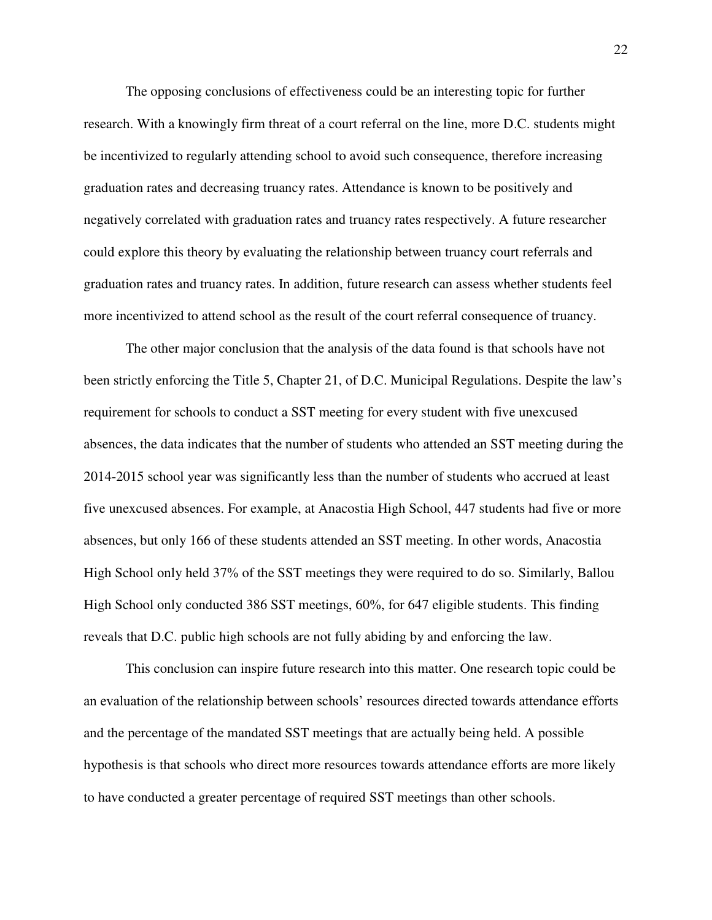The opposing conclusions of effectiveness could be an interesting topic for further research. With a knowingly firm threat of a court referral on the line, more D.C. students might be incentivized to regularly attending school to avoid such consequence, therefore increasing graduation rates and decreasing truancy rates. Attendance is known to be positively and negatively correlated with graduation rates and truancy rates respectively. A future researcher could explore this theory by evaluating the relationship between truancy court referrals and graduation rates and truancy rates. In addition, future research can assess whether students feel more incentivized to attend school as the result of the court referral consequence of truancy.

The other major conclusion that the analysis of the data found is that schools have not been strictly enforcing the Title 5, Chapter 21, of D.C. Municipal Regulations. Despite the law's requirement for schools to conduct a SST meeting for every student with five unexcused absences, the data indicates that the number of students who attended an SST meeting during the 2014-2015 school year was significantly less than the number of students who accrued at least five unexcused absences. For example, at Anacostia High School, 447 students had five or more absences, but only 166 of these students attended an SST meeting. In other words, Anacostia High School only held 37% of the SST meetings they were required to do so. Similarly, Ballou High School only conducted 386 SST meetings, 60%, for 647 eligible students. This finding reveals that D.C. public high schools are not fully abiding by and enforcing the law.

This conclusion can inspire future research into this matter. One research topic could be an evaluation of the relationship between schools' resources directed towards attendance efforts and the percentage of the mandated SST meetings that are actually being held. A possible hypothesis is that schools who direct more resources towards attendance efforts are more likely to have conducted a greater percentage of required SST meetings than other schools.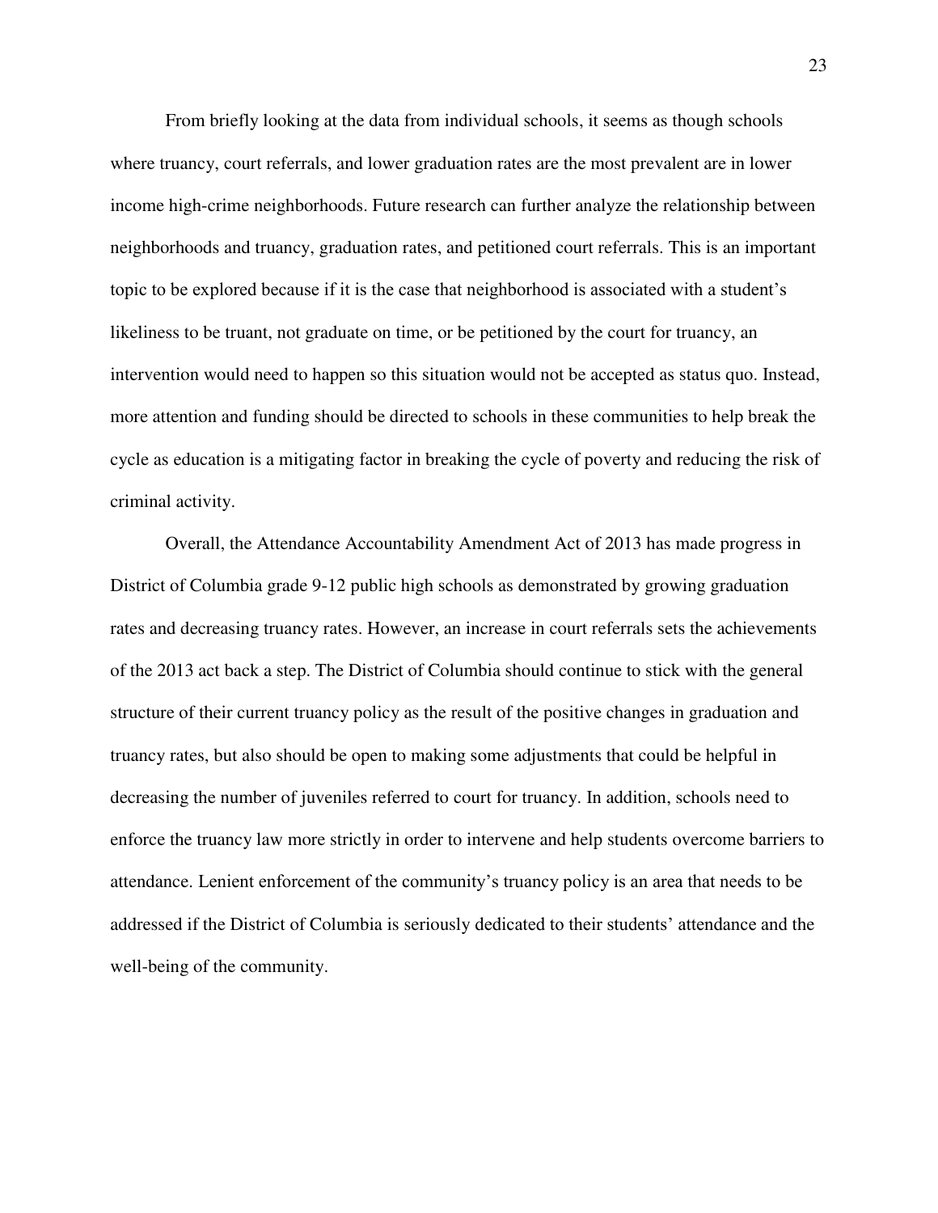From briefly looking at the data from individual schools, it seems as though schools where truancy, court referrals, and lower graduation rates are the most prevalent are in lower income high-crime neighborhoods. Future research can further analyze the relationship between neighborhoods and truancy, graduation rates, and petitioned court referrals. This is an important topic to be explored because if it is the case that neighborhood is associated with a student's likeliness to be truant, not graduate on time, or be petitioned by the court for truancy, an intervention would need to happen so this situation would not be accepted as status quo. Instead, more attention and funding should be directed to schools in these communities to help break the cycle as education is a mitigating factor in breaking the cycle of poverty and reducing the risk of criminal activity.

Overall, the Attendance Accountability Amendment Act of 2013 has made progress in District of Columbia grade 9-12 public high schools as demonstrated by growing graduation rates and decreasing truancy rates. However, an increase in court referrals sets the achievements of the 2013 act back a step. The District of Columbia should continue to stick with the general structure of their current truancy policy as the result of the positive changes in graduation and truancy rates, but also should be open to making some adjustments that could be helpful in decreasing the number of juveniles referred to court for truancy. In addition, schools need to enforce the truancy law more strictly in order to intervene and help students overcome barriers to attendance. Lenient enforcement of the community's truancy policy is an area that needs to be addressed if the District of Columbia is seriously dedicated to their students' attendance and the well-being of the community.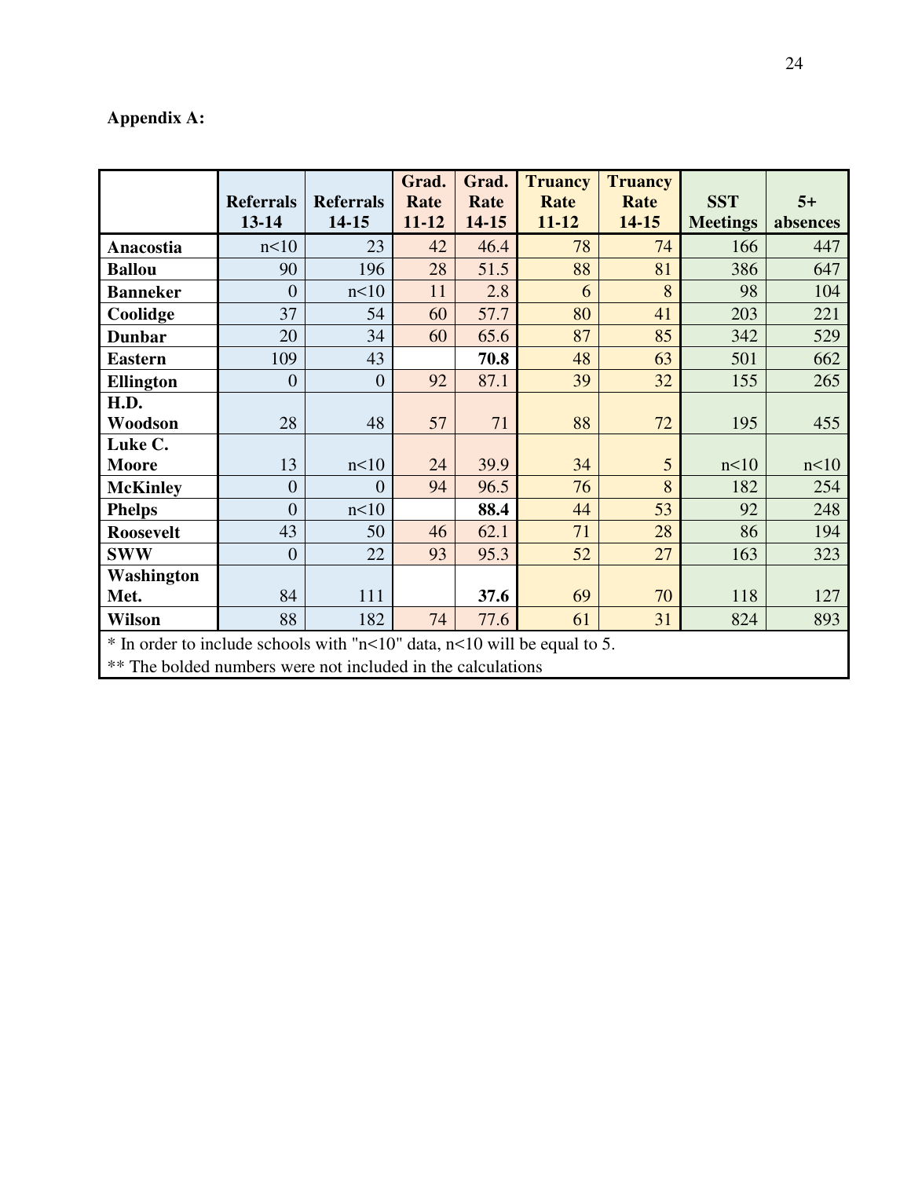**Appendix A:**

| | Referrals 13-14 | Referrals 14-15 | Grad. Rate 11-12 | Grad. Rate 14-15 | Truancy Rate 11-12 | Truancy Rate 14-15 | SST Meetings | 5+ absences |
|---|---|---|---|---|---|---|---|---|
| **Anacostia** | n<10 | 23 | 42 | 46.4 | 78 | 74 | 166 | 447 |
| **Ballou** | 90 | 196 | 28 | 51.5 | 88 | 81 | 386 | 647 |
| **Banneker** | 0 | n<10 | 11 | 2.8 | 6 | 8 | 98 | 104 |
| **Coolidge** | 37 | 54 | 60 | 57.7 | 80 | 41 | 203 | 221 |
| **Dunbar** | 20 | 34 | 60 | 65.6 | 87 | 85 | 342 | 529 |
| **Eastern** | 109 | 43 | | **70.8** | 48 | 63 | 501 | 662 |
| **Ellington** | 0 | 0 | 92 | 87.1 | 39 | 32 | 155 | 265 |
| **H.D. Woodson** | 28 | 48 | 57 | 71 | 88 | 72 | 195 | 455 |
| **Luke C. Moore** | 13 | n<10 | 24 | 39.9 | 34 | 5 | n<10 | n<10 |
| **McKinley** | 0 | 0 | 94 | 96.5 | 76 | 8 | 182 | 254 |
| **Phelps** | 0 | n<10 | | **88.4** | 44 | 53 | 92 | 248 |
| **Roosevelt** | 43 | 50 | 46 | 62.1 | 71 | 28 | 86 | 194 |
| **SWW** | 0 | 22 | 93 | 95.3 | 52 | 27 | 163 | 323 |
| **Washington Met.** | 84 | 111 | | **37.6** | 69 | 70 | 118 | 127 |
| **Wilson** | 88 | 182 | 74 | 77.6 | 61 | 31 | 824 | 893 |

* In order to include schools with "n<10" data, n<10 will be equal to 5.

** The bolded numbers were not included in the calculations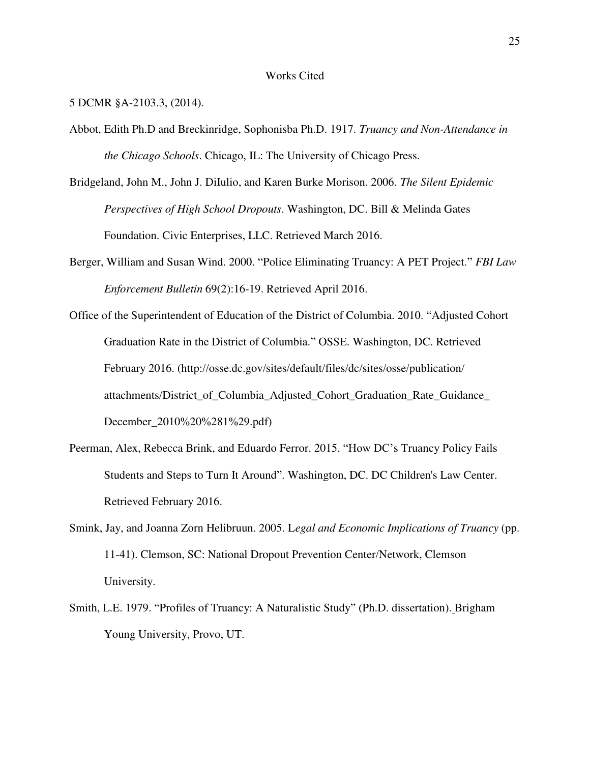# Works Cited

5 DCMR §A-2103.3, (2014).

Abbot, Edith Ph.D and Breckinridge, Sophonisba Ph.D. 1917. *Truancy and Non-Attendance in the Chicago Schools*. Chicago, IL: The University of Chicago Press.

Bridgeland, John M., John J. DiIulio, and Karen Burke Morison. 2006. *The Silent Epidemic Perspectives of High School Dropouts*. Washington, DC. Bill & Melinda Gates Foundation. Civic Enterprises, LLC. Retrieved March 2016.

Berger, William and Susan Wind. 2000. "Police Eliminating Truancy: A PET Project." *FBI Law Enforcement Bulletin* 69(2):16-19. Retrieved April 2016.

Office of the Superintendent of Education of the District of Columbia. 2010. "Adjusted Cohort Graduation Rate in the District of Columbia." OSSE. Washington, DC. Retrieved February 2016. (http://osse.dc.gov/sites/default/files/dc/sites/osse/publication/attachments/District_of_Columbia_Adjusted_Cohort_Graduation_Rate_Guidance_December_2010%20%281%29.pdf)

Peerman, Alex, Rebecca Brink, and Eduardo Ferror. 2015. "How DC's Truancy Policy Fails Students and Steps to Turn It Around". Washington, DC. DC Children's Law Center. Retrieved February 2016.

Smink, Jay, and Joanna Zorn Helibruun. 2005. L*egal and Economic Implications of Truancy* (pp. 11-41). Clemson, SC: National Dropout Prevention Center/Network, Clemson University.

Smith, L.E. 1979. "Profiles of Truancy: A Naturalistic Study" (Ph.D. dissertation). Brigham Young University, Provo, UT.